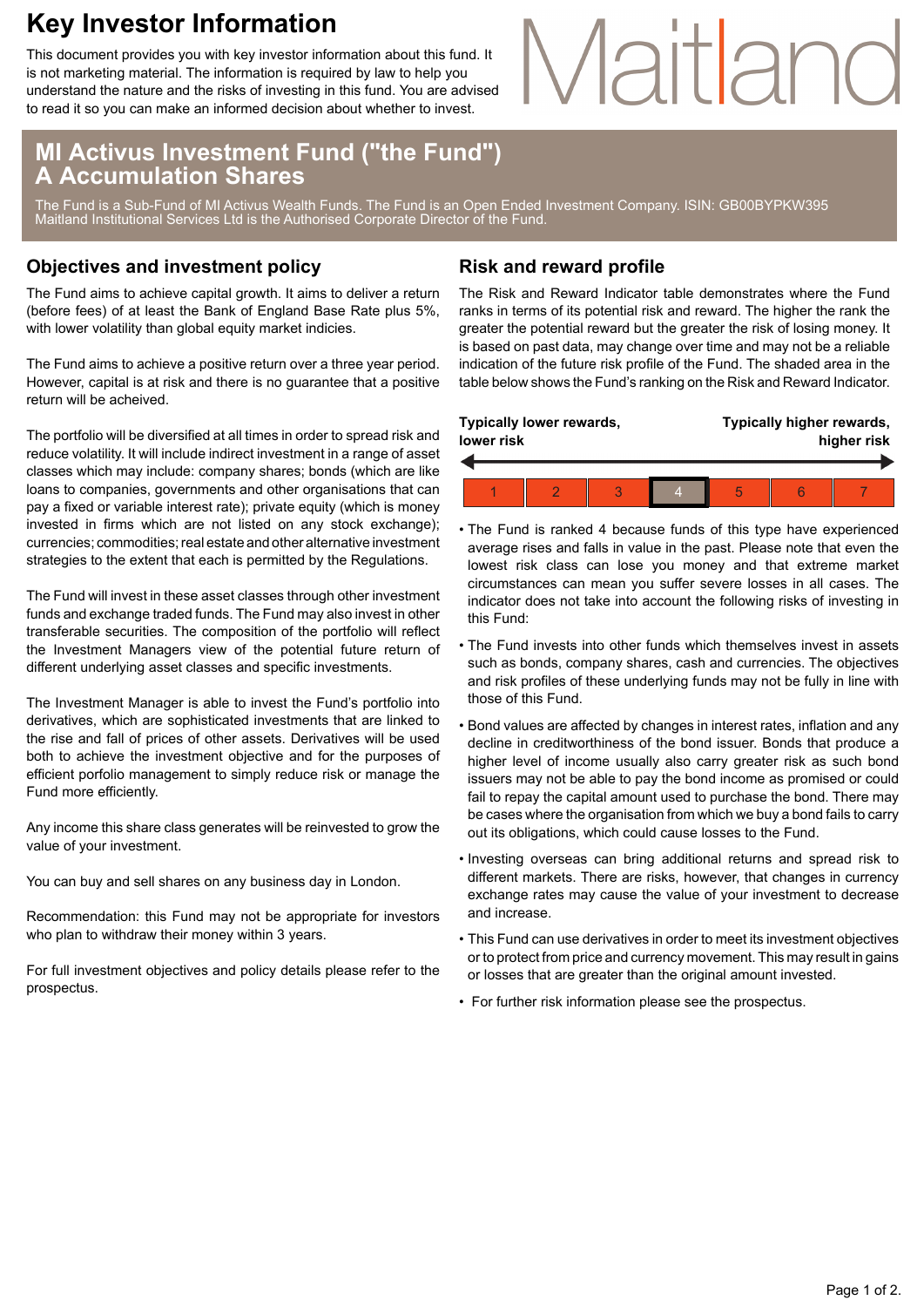# Key Investor Information

This document provides you with key investor information about this fund. It is not marketing material. The information is required by law to help you understand the nature and the risks of investing in this fund. You are advised to read it so you can make an informed decision about whether to invest.

Maitland

## MI Activus Investment Fund ("the Fund") A Accumulation Shares

The Fund is a Sub-Fund of MI Activus Wealth Funds. The Fund is an Open Ended Investment Company. ISIN: GB00BYPKW395
Maitland Institutional Services Ltd is the Authorised Corporate Director of the Fund.

## Objectives and investment policy

The Fund aims to achieve capital growth. It aims to deliver a return (before fees) of at least the Bank of England Base Rate plus 5%, with lower volatility than global equity market indicies.

The Fund aims to achieve a positive return over a three year period. However, capital is at risk and there is no guarantee that a positive return will be acheived.

The portfolio will be diversified at all times in order to spread risk and reduce volatility. It will include indirect investment in a range of asset classes which may include: company shares; bonds (which are like loans to companies, governments and other organisations that can pay a fixed or variable interest rate); private equity (which is money invested in firms which are not listed on any stock exchange); currencies; commodities; real estate and other alternative investment strategies to the extent that each is permitted by the Regulations.

The Fund will invest in these asset classes through other investment funds and exchange traded funds. The Fund may also invest in other transferable securities. The composition of the portfolio will reflect the Investment Managers view of the potential future return of different underlying asset classes and specific investments.

The Investment Manager is able to invest the Fund's portfolio into derivatives, which are sophisticated investments that are linked to the rise and fall of prices of other assets. Derivatives will be used both to achieve the investment objective and for the purposes of efficient porfolio management to simply reduce risk or manage the Fund more efficiently.

Any income this share class generates will be reinvested to grow the value of your investment.

You can buy and sell shares on any business day in London.

Recommendation: this Fund may not be appropriate for investors who plan to withdraw their money within 3 years.

For full investment objectives and policy details please refer to the prospectus.

## Risk and reward profile

The Risk and Reward Indicator table demonstrates where the Fund ranks in terms of its potential risk and reward. The higher the rank the greater the potential reward but the greater the risk of losing money. It is based on past data, may change over time and may not be a reliable indication of the future risk profile of the Fund. The shaded area in the table below shows the Fund's ranking on the Risk and Reward Indicator.

**Typically lower rewards, lower risk** ← → **Typically higher rewards, higher risk**

| 1 | 2 | 3 | **4** | 5 | 6 | 7 |
|---|---|---|---|---|---|---|

- The Fund is ranked 4 because funds of this type have experienced average rises and falls in value in the past. Please note that even the lowest risk class can lose you money and that extreme market circumstances can mean you suffer severe losses in all cases. The indicator does not take into account the following risks of investing in this Fund:
- The Fund invests into other funds which themselves invest in assets such as bonds, company shares, cash and currencies. The objectives and risk profiles of these underlying funds may not be fully in line with those of this Fund.
- Bond values are affected by changes in interest rates, inflation and any decline in creditworthiness of the bond issuer. Bonds that produce a higher level of income usually also carry greater risk as such bond issuers may not be able to pay the bond income as promised or could fail to repay the capital amount used to purchase the bond. There may be cases where the organisation from which we buy a bond fails to carry out its obligations, which could cause losses to the Fund.
- Investing overseas can bring additional returns and spread risk to different markets. There are risks, however, that changes in currency exchange rates may cause the value of your investment to decrease and increase.
- This Fund can use derivatives in order to meet its investment objectives or to protect from price and currency movement. This may result in gains or losses that are greater than the original amount invested.
- For further risk information please see the prospectus.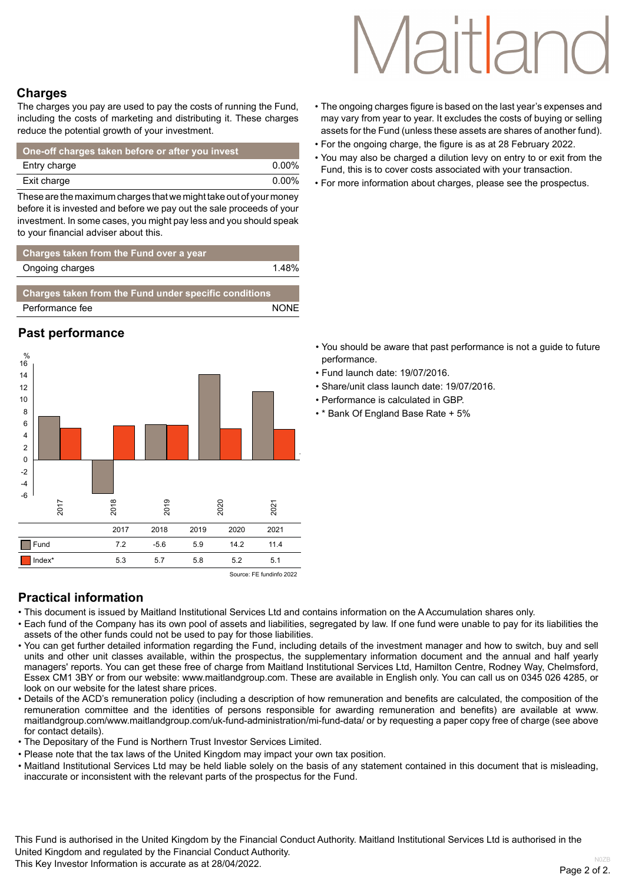## Charges

The charges you pay are used to pay the costs of running the Fund, including the costs of marketing and distributing it. These charges reduce the potential growth of your investment.

| One-off charges taken before or after you invest | |
|---|---|
| Entry charge | 0.00% |
| Exit charge | 0.00% |

These are the maximum charges that we might take out of your money before it is invested and before we pay out the sale proceeds of your investment. In some cases, you might pay less and you should speak to your financial adviser about this.

| Charges taken from the Fund over a year | |
|---|---|
| Ongoing charges | 1.48% |

| Charges taken from the Fund under specific conditions | |
|---|---|
| Performance fee | NONE |

- The ongoing charges figure is based on the last year's expenses and may vary from year to year. It excludes the costs of buying or selling assets for the Fund (unless these assets are shares of another fund).
- For the ongoing charge, the figure is as at 28 February 2022.
- You may also be charged a dilution levy on entry to or exit from the Fund, this is to cover costs associated with your transaction.
- For more information about charges, please see the prospectus.

## Past performance

%
16
14
12
10
8
6
4
2
0
-2
-4
-6

2017 2018 2019 2020 2021

| | 2017 | 2018 | 2019 | 2020 | 2021 |
|---|---|---|---|---|---|
| Fund | 7.2 | -5.6 | 5.9 | 14.2 | 11.4 |
| Index* | 5.3 | 5.7 | 5.8 | 5.2 | 5.1 |

Source: FE fundinfo 2022

- You should be aware that past performance is not a guide to future performance.
- Fund launch date: 19/07/2016.
- Share/unit class launch date: 19/07/2016.
- Performance is calculated in GBP.
- * Bank Of England Base Rate + 5%

## Practical information

- This document is issued by Maitland Institutional Services Ltd and contains information on the A Accumulation shares only.
- Each fund of the Company has its own pool of assets and liabilities, segregated by law. If one fund were unable to pay for its liabilities the assets of the other funds could not be used to pay for those liabilities.
- You can get further detailed information regarding the Fund, including details of the investment manager and how to switch, buy and sell units and other unit classes available, within the prospectus, the supplementary information document and the annual and half yearly managers' reports. You can get these free of charge from Maitland Institutional Services Ltd, Hamilton Centre, Rodney Way, Chelmsford, Essex CM1 3BY or from our website: www.maitlandgroup.com. These are available in English only. You can call us on 0345 026 4285, or look on our website for the latest share prices.
- Details of the ACD's remuneration policy (including a description of how remuneration and benefits are calculated, the composition of the remuneration committee and the identities of persons responsible for awarding remuneration and benefits) are available at www.maitlandgroup.com/www.maitlandgroup.com/uk-fund-administration/mi-fund-data/ or by requesting a paper copy free of charge (see above for contact details).
- The Depositary of the Fund is Northern Trust Investor Services Limited.
- Please note that the tax laws of the United Kingdom may impact your own tax position.
- Maitland Institutional Services Ltd may be held liable solely on the basis of any statement contained in this document that is misleading, inaccurate or inconsistent with the relevant parts of the prospectus for the Fund.

This Fund is authorised in the United Kingdom by the Financial Conduct Authority. Maitland Institutional Services Ltd is authorised in the United Kingdom and regulated by the Financial Conduct Authority.
This Key Investor Information is accurate as at 28/04/2022.